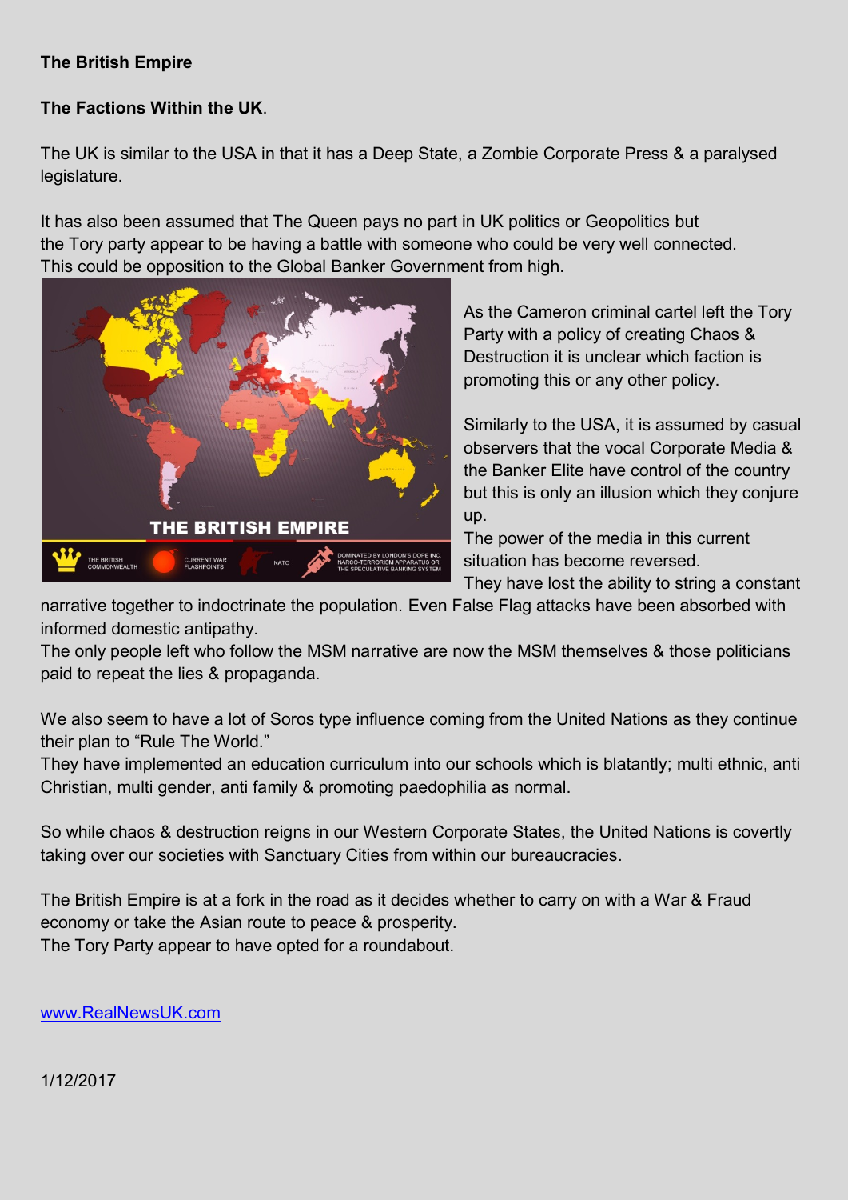**The British Empire**

**The Factions Within the UK**.

The UK is similar to the USA in that it has a Deep State, a Zombie Corporate Press & a paralysed legislature.

It has also been assumed that The Queen pays no part in UK politics or Geopolitics but the Tory party appear to be having a battle with someone who could be very well connected. This could be opposition to the Global Banker Government from high.

As the Cameron criminal cartel left the Tory Party with a policy of creating Chaos & Destruction it is unclear which faction is promoting this or any other policy.

Similarly to the USA, it is assumed by casual observers that the vocal Corporate Media & the Banker Elite have control of the country but this is only an illusion which they conjure up.

The power of the media in this current situation has become reversed.

They have lost the ability to string a constant narrative together to indoctrinate the population. Even False Flag attacks have been absorbed with informed domestic antipathy.

The only people left who follow the MSM narrative are now the MSM themselves & those politicians paid to repeat the lies & propaganda.

We also seem to have a lot of Soros type influence coming from the United Nations as they continue their plan to "Rule The World."

They have implemented an education curriculum into our schools which is blatantly; multi ethnic, anti Christian, multi gender, anti family & promoting paedophilia as normal.

So while chaos & destruction reigns in our Western Corporate States, the United Nations is covertly taking over our societies with Sanctuary Cities from within our bureaucracies.

The British Empire is at a fork in the road as it decides whether to carry on with a War & Fraud economy or take the Asian route to peace & prosperity.

The Tory Party appear to have opted for a roundabout.

[www.RealNewsUK.com](http://www.RealNewsUK.com)

1/12/2017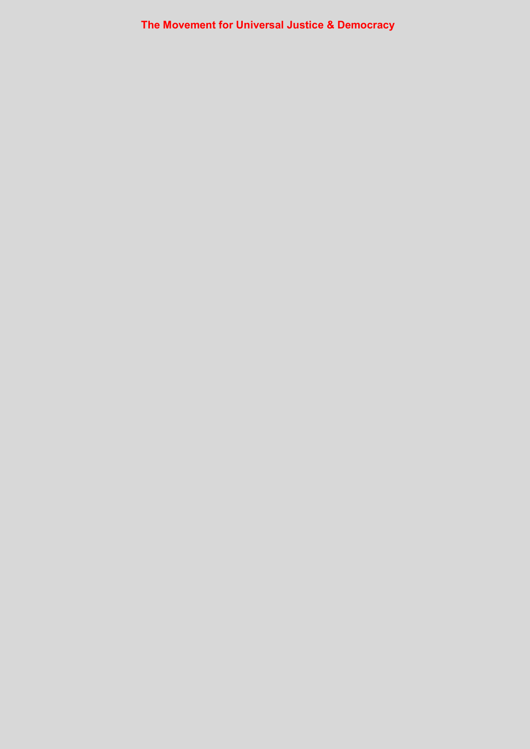# The Movement for Universal Justice & Democracy